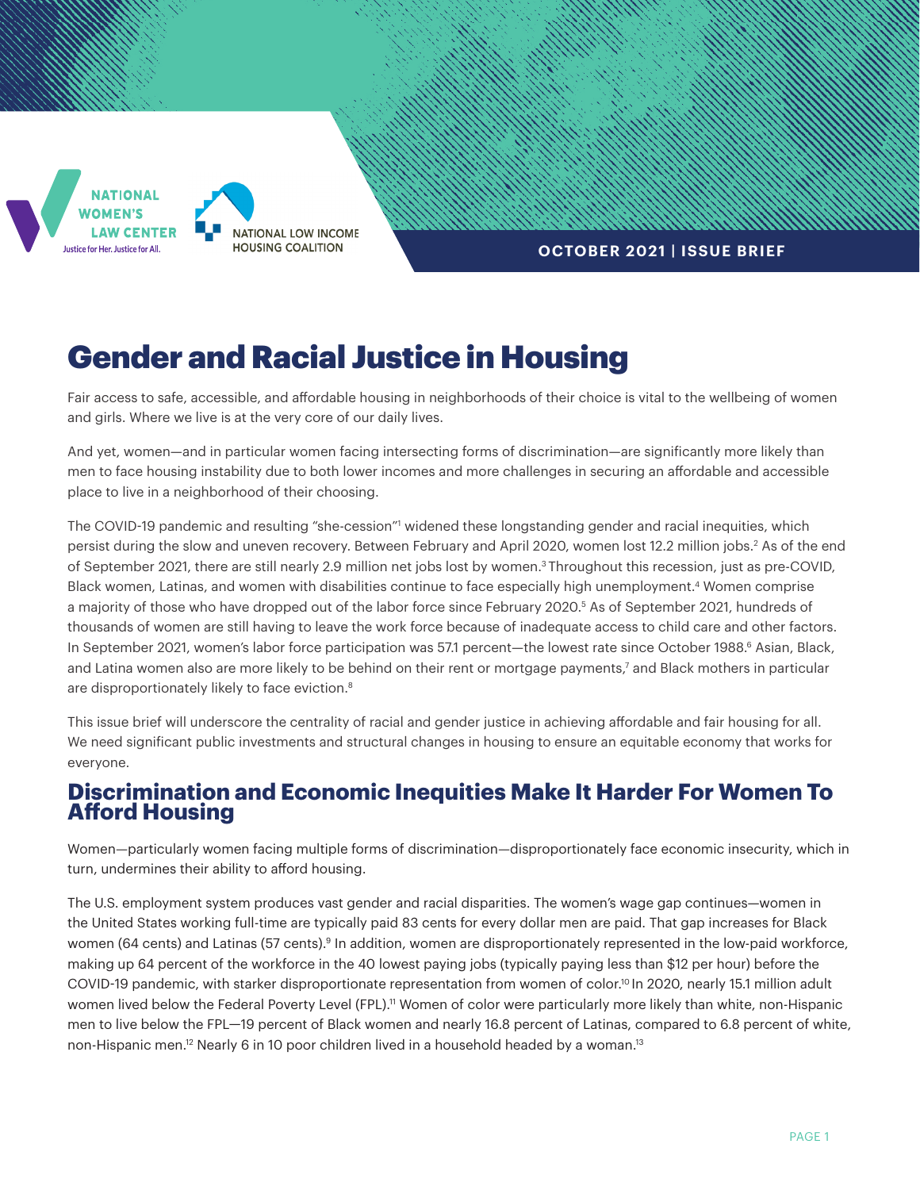NATIONAL WOMEN'S LAW CENTER
Justice for Her. Justice for All.

NATIONAL LOW INCOME HOUSING COALITION

**OCTOBER 2021 | ISSUE BRIEF**

# Gender and Racial Justice in Housing

Fair access to safe, accessible, and affordable housing in neighborhoods of their choice is vital to the wellbeing of women and girls. Where we live is at the very core of our daily lives.

And yet, women—and in particular women facing intersecting forms of discrimination—are significantly more likely than men to face housing instability due to both lower incomes and more challenges in securing an affordable and accessible place to live in a neighborhood of their choosing.

The COVID-19 pandemic and resulting "she-cession"[1] widened these longstanding gender and racial inequities, which persist during the slow and uneven recovery. Between February and April 2020, women lost 12.2 million jobs.[2] As of the end of September 2021, there are still nearly 2.9 million net jobs lost by women.[3] Throughout this recession, just as pre-COVID, Black women, Latinas, and women with disabilities continue to face especially high unemployment.[4] Women comprise a majority of those who have dropped out of the labor force since February 2020.[5] As of September 2021, hundreds of thousands of women are still having to leave the work force because of inadequate access to child care and other factors. In September 2021, women's labor force participation was 57.1 percent—the lowest rate since October 1988.[6] Asian, Black, and Latina women also are more likely to be behind on their rent or mortgage payments,[7] and Black mothers in particular are disproportionately likely to face eviction.[8]

This issue brief will underscore the centrality of racial and gender justice in achieving affordable and fair housing for all. We need significant public investments and structural changes in housing to ensure an equitable economy that works for everyone.

## Discrimination and Economic Inequities Make It Harder For Women To Afford Housing

Women—particularly women facing multiple forms of discrimination—disproportionately face economic insecurity, which in turn, undermines their ability to afford housing.

The U.S. employment system produces vast gender and racial disparities. The women's wage gap continues—women in the United States working full-time are typically paid 83 cents for every dollar men are paid. That gap increases for Black women (64 cents) and Latinas (57 cents).[9] In addition, women are disproportionately represented in the low-paid workforce, making up 64 percent of the workforce in the 40 lowest paying jobs (typically paying less than $12 per hour) before the COVID-19 pandemic, with starker disproportionate representation from women of color.[10] In 2020, nearly 15.1 million adult women lived below the Federal Poverty Level (FPL).[11] Women of color were particularly more likely than white, non-Hispanic men to live below the FPL—19 percent of Black women and nearly 16.8 percent of Latinas, compared to 6.8 percent of white, non-Hispanic men.[12] Nearly 6 in 10 poor children lived in a household headed by a woman.[13]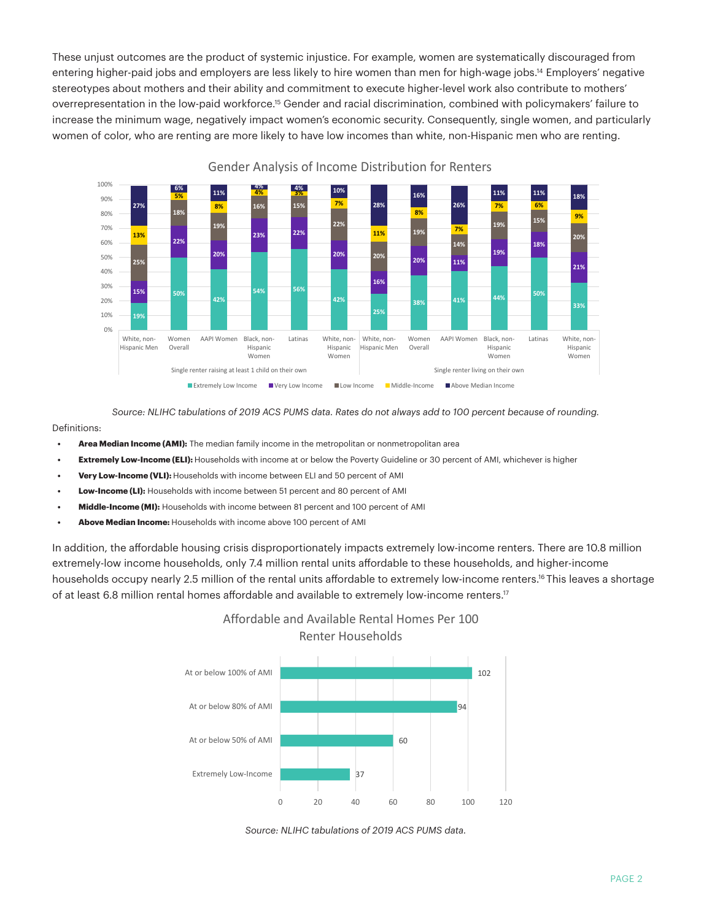These unjust outcomes are the product of systemic injustice. For example, women are systematically discouraged from entering higher-paid jobs and employers are less likely to hire women than men for high-wage jobs.[14] Employers' negative stereotypes about mothers and their ability and commitment to execute higher-level work also contribute to mothers' overrepresentation in the low-paid workforce.[15] Gender and racial discrimination, combined with policymakers' failure to increase the minimum wage, negatively impact women's economic security. Consequently, single women, and particularly women of color, who are renting are more likely to have low incomes than white, non-Hispanic men who are renting.

**Gender Analysis of Income Distribution for Renters**

| Household type | Group | Extremely Low Income | Very Low Income | Low Income | Middle-Income | Above Median Income |
|---|---|---|---|---|---|---|
| Single renter raising at least 1 child on their own | White, non-Hispanic Men | 19% | 15% | 25% | 13% | 27% |
| | Women Overall | 50% | 22% | 18% | 5% | 6% |
| | AAPI Women | 42% | 20% | 19% | 8% | 11% |
| | Black, non-Hispanic Women | 54% | 23% | 16% | 4% | 4% |
| | Latinas | 56% | 22% | 15% | 3% | 4% |
| | White, non-Hispanic Women | 42% | 20% | 22% | 7% | 10% |
| Single renter living on their own | White, non-Hispanic Men | 25% | 16% | 20% | 11% | 28% |
| | Women Overall | 38% | 20% | 19% | 8% | 16% |
| | AAPI Women | 41% | 11% | 14% | 7% | 26% |
| | Black, non-Hispanic Women | 44% | 19% | 19% | 7% | 11% |
| | Latinas | 50% | 18% | 15% | 6% | 11% |
| | White, non-Hispanic Women | 33% | 21% | 20% | 9% | 18% |

*Source: NLIHC tabulations of 2019 ACS PUMS data. Rates do not always add to 100 percent because of rounding.*

Definitions:

- **Area Median Income (AMI):** The median family income in the metropolitan or nonmetropolitan area
- **Extremely Low-Income (ELI):** Households with income at or below the Poverty Guideline or 30 percent of AMI, whichever is higher
- **Very Low-Income (VLI):** Households with income between ELI and 50 percent of AMI
- **Low-Income (LI):** Households with income between 51 percent and 80 percent of AMI
- **Middle-Income (MI):** Households with income between 81 percent and 100 percent of AMI
- **Above Median Income:** Households with income above 100 percent of AMI

In addition, the affordable housing crisis disproportionately impacts extremely low-income renters. There are 10.8 million extremely-low income households, only 7.4 million rental units affordable to these households, and higher-income households occupy nearly 2.5 million of the rental units affordable to extremely low-income renters.[16] This leaves a shortage of at least 6.8 million rental homes affordable and available to extremely low-income renters.[17]

**Affordable and Available Rental Homes Per 100 Renter Households**

| Income level | Affordable and available rental homes per 100 renter households |
|---|---|
| At or below 100% of AMI | 102 |
| At or below 80% of AMI | 94 |
| At or below 50% of AMI | 60 |
| Extremely Low-Income | 37 |

*Source: NLIHC tabulations of 2019 ACS PUMS data.*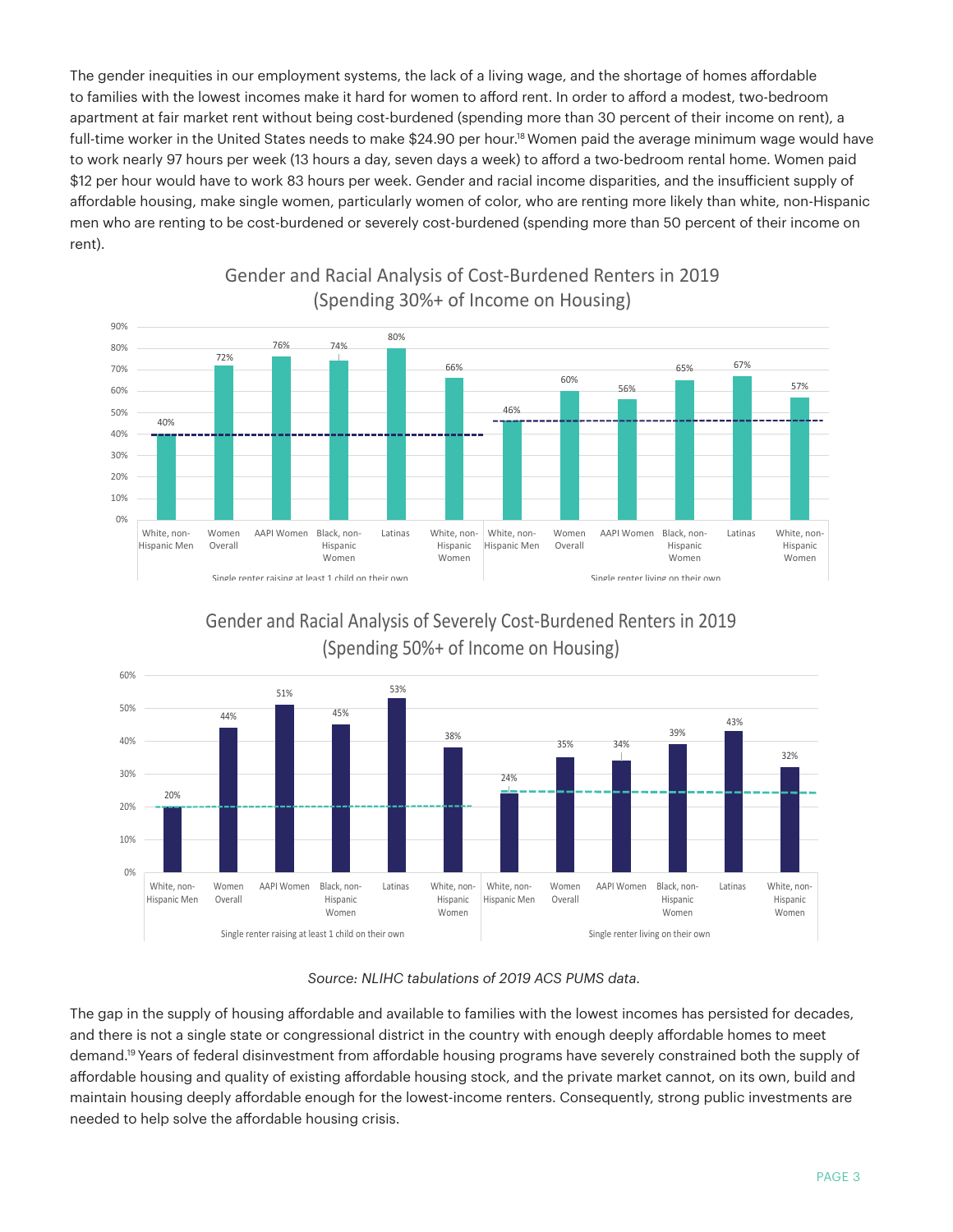The gender inequities in our employment systems, the lack of a living wage, and the shortage of homes affordable to families with the lowest incomes make it hard for women to afford rent. In order to afford a modest, two-bedroom apartment at fair market rent without being cost-burdened (spending more than 30 percent of their income on rent), a full-time worker in the United States needs to make $24.90 per hour.[18] Women paid the average minimum wage would have to work nearly 97 hours per week (13 hours a day, seven days a week) to afford a two-bedroom rental home. Women paid $12 per hour would have to work 83 hours per week. Gender and racial income disparities, and the insufficient supply of affordable housing, make single women, particularly women of color, who are renting more likely than white, non-Hispanic men who are renting to be cost-burdened or severely cost-burdened (spending more than 50 percent of their income on rent).

**Gender and Racial Analysis of Cost-Burdened Renters in 2019 (Spending 30%+ of Income on Housing)**

| | White, non-Hispanic Men | Women Overall | AAPI Women | Black, non-Hispanic Women | Latinas | White, non-Hispanic Women |
|---|---|---|---|---|---|---|
| Single renter raising at least 1 child on their own | 40% | 72% | 76% | 74% | 80% | 66% |
| Single renter living on their own | 46% | 60% | 56% | 65% | 67% | 57% |

**Gender and Racial Analysis of Severely Cost-Burdened Renters in 2019 (Spending 50%+ of Income on Housing)**

| | White, non-Hispanic Men | Women Overall | AAPI Women | Black, non-Hispanic Women | Latinas | White, non-Hispanic Women |
|---|---|---|---|---|---|---|
| Single renter raising at least 1 child on their own | 20% | 44% | 51% | 45% | 53% | 38% |
| Single renter living on their own | 24% | 35% | 34% | 39% | 43% | 32% |

*Source: NLIHC tabulations of 2019 ACS PUMS data.*

The gap in the supply of housing affordable and available to families with the lowest incomes has persisted for decades, and there is not a single state or congressional district in the country with enough deeply affordable homes to meet demand.[19] Years of federal disinvestment from affordable housing programs have severely constrained both the supply of affordable housing and quality of existing affordable housing stock, and the private market cannot, on its own, build and maintain housing deeply affordable enough for the lowest-income renters. Consequently, strong public investments are needed to help solve the affordable housing crisis.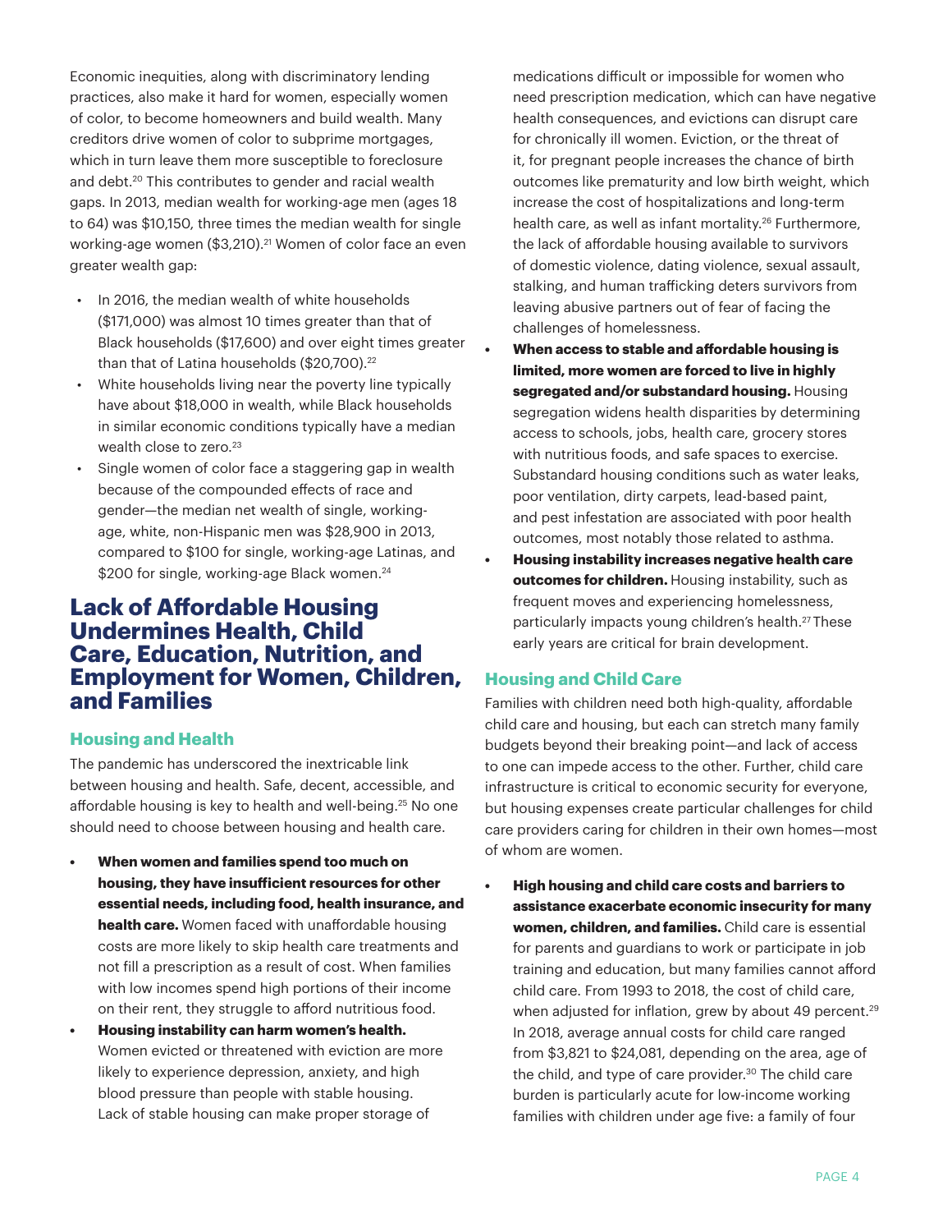Economic inequities, along with discriminatory lending practices, also make it hard for women, especially women of color, to become homeowners and build wealth. Many creditors drive women of color to subprime mortgages, which in turn leave them more susceptible to foreclosure and debt.[20] This contributes to gender and racial wealth gaps. In 2013, median wealth for working-age men (ages 18 to 64) was $10,150, three times the median wealth for single working-age women ($3,210).[21] Women of color face an even greater wealth gap:

- In 2016, the median wealth of white households ($171,000) was almost 10 times greater than that of Black households ($17,600) and over eight times greater than that of Latina households ($20,700).[22]
- White households living near the poverty line typically have about $18,000 in wealth, while Black households in similar economic conditions typically have a median wealth close to zero.[23]
- Single women of color face a staggering gap in wealth because of the compounded effects of race and gender—the median net wealth of single, working-age, white, non-Hispanic men was $28,900 in 2013, compared to $100 for single, working-age Latinas, and $200 for single, working-age Black women.[24]

## Lack of Affordable Housing Undermines Health, Child Care, Education, Nutrition, and Employment for Women, Children, and Families

### Housing and Health

The pandemic has underscored the inextricable link between housing and health. Safe, decent, accessible, and affordable housing is key to health and well-being.[25] No one should need to choose between housing and health care.

- **When women and families spend too much on housing, they have insufficient resources for other essential needs, including food, health insurance, and health care.** Women faced with unaffordable housing costs are more likely to skip health care treatments and not fill a prescription as a result of cost. When families with low incomes spend high portions of their income on their rent, they struggle to afford nutritious food.
- **Housing instability can harm women's health.** Women evicted or threatened with eviction are more likely to experience depression, anxiety, and high blood pressure than people with stable housing. Lack of stable housing can make proper storage of medications difficult or impossible for women who need prescription medication, which can have negative health consequences, and evictions can disrupt care for chronically ill women. Eviction, or the threat of it, for pregnant people increases the chance of birth outcomes like prematurity and low birth weight, which increase the cost of hospitalizations and long-term health care, as well as infant mortality.[26] Furthermore, the lack of affordable housing available to survivors of domestic violence, dating violence, sexual assault, stalking, and human trafficking deters survivors from leaving abusive partners out of fear of facing the challenges of homelessness.
- **When access to stable and affordable housing is limited, more women are forced to live in highly segregated and/or substandard housing.** Housing segregation widens health disparities by determining access to schools, jobs, health care, grocery stores with nutritious foods, and safe spaces to exercise. Substandard housing conditions such as water leaks, poor ventilation, dirty carpets, lead-based paint, and pest infestation are associated with poor health outcomes, most notably those related to asthma.
- **Housing instability increases negative health care outcomes for children.** Housing instability, such as frequent moves and experiencing homelessness, particularly impacts young children's health.[27] These early years are critical for brain development.

### Housing and Child Care

Families with children need both high-quality, affordable child care and housing, but each can stretch many family budgets beyond their breaking point—and lack of access to one can impede access to the other. Further, child care infrastructure is critical to economic security for everyone, but housing expenses create particular challenges for child care providers caring for children in their own homes—most of whom are women.

- **High housing and child care costs and barriers to assistance exacerbate economic insecurity for many women, children, and families.** Child care is essential for parents and guardians to work or participate in job training and education, but many families cannot afford child care. From 1993 to 2018, the cost of child care, when adjusted for inflation, grew by about 49 percent.[29] In 2018, average annual costs for child care ranged from $3,821 to $24,081, depending on the area, age of the child, and type of care provider.[30] The child care burden is particularly acute for low-income working families with children under age five: a family of four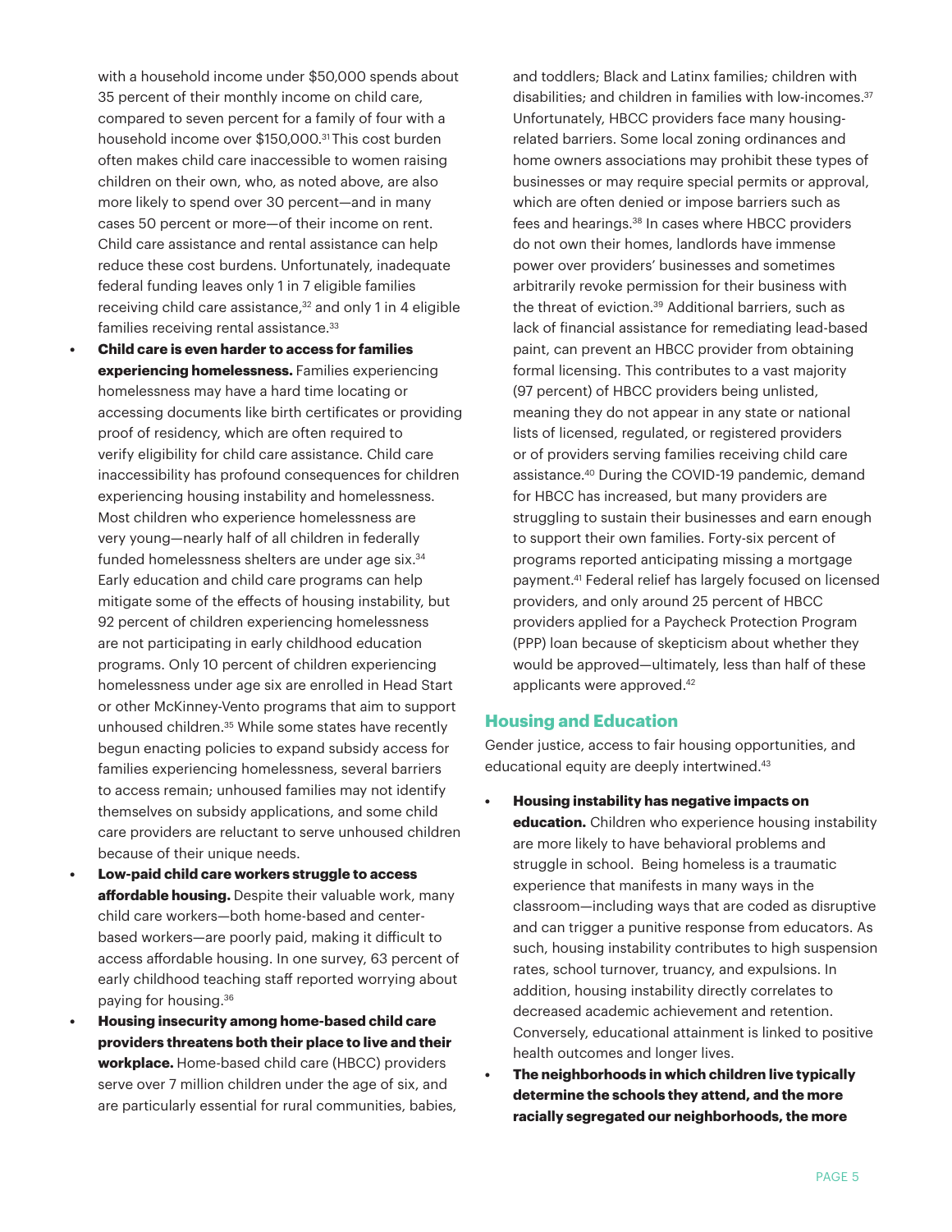with a household income under $50,000 spends about 35 percent of their monthly income on child care, compared to seven percent for a family of four with a household income over $150,000.[31] This cost burden often makes child care inaccessible to women raising children on their own, who, as noted above, are also more likely to spend over 30 percent—and in many cases 50 percent or more—of their income on rent. Child care assistance and rental assistance can help reduce these cost burdens. Unfortunately, inadequate federal funding leaves only 1 in 7 eligible families receiving child care assistance,[32] and only 1 in 4 eligible families receiving rental assistance.[33]

- **Child care is even harder to access for families experiencing homelessness.** Families experiencing homelessness may have a hard time locating or accessing documents like birth certificates or providing proof of residency, which are often required to verify eligibility for child care assistance. Child care inaccessibility has profound consequences for children experiencing housing instability and homelessness. Most children who experience homelessness are very young—nearly half of all children in federally funded homelessness shelters are under age six.[34] Early education and child care programs can help mitigate some of the effects of housing instability, but 92 percent of children experiencing homelessness are not participating in early childhood education programs. Only 10 percent of children experiencing homelessness under age six are enrolled in Head Start or other McKinney-Vento programs that aim to support unhoused children.[35] While some states have recently begun enacting policies to expand subsidy access for families experiencing homelessness, several barriers to access remain; unhoused families may not identify themselves on subsidy applications, and some child care providers are reluctant to serve unhoused children because of their unique needs.
- **Low-paid child care workers struggle to access affordable housing.** Despite their valuable work, many child care workers—both home-based and center-based workers—are poorly paid, making it difficult to access affordable housing. In one survey, 63 percent of early childhood teaching staff reported worrying about paying for housing.[36]
- **Housing insecurity among home-based child care providers threatens both their place to live and their workplace.** Home-based child care (HBCC) providers serve over 7 million children under the age of six, and are particularly essential for rural communities, babies, and toddlers; Black and Latinx families; children with disabilities; and children in families with low-incomes.[37] Unfortunately, HBCC providers face many housing-related barriers. Some local zoning ordinances and home owners associations may prohibit these types of businesses or may require special permits or approval, which are often denied or impose barriers such as fees and hearings.[38] In cases where HBCC providers do not own their homes, landlords have immense power over providers' businesses and sometimes arbitrarily revoke permission for their business with the threat of eviction.[39] Additional barriers, such as lack of financial assistance for remediating lead-based paint, can prevent an HBCC provider from obtaining formal licensing. This contributes to a vast majority (97 percent) of HBCC providers being unlisted, meaning they do not appear in any state or national lists of licensed, regulated, or registered providers or of providers serving families receiving child care assistance.[40] During the COVID-19 pandemic, demand for HBCC has increased, but many providers are struggling to sustain their businesses and earn enough to support their own families. Forty-six percent of programs reported anticipating missing a mortgage payment.[41] Federal relief has largely focused on licensed providers, and only around 25 percent of HBCC providers applied for a Paycheck Protection Program (PPP) loan because of skepticism about whether they would be approved—ultimately, less than half of these applicants were approved.[42]

## Housing and Education

Gender justice, access to fair housing opportunities, and educational equity are deeply intertwined.[43]

- **Housing instability has negative impacts on education.** Children who experience housing instability are more likely to have behavioral problems and struggle in school. Being homeless is a traumatic experience that manifests in many ways in the classroom—including ways that are coded as disruptive and can trigger a punitive response from educators. As such, housing instability contributes to high suspension rates, school turnover, truancy, and expulsions. In addition, housing instability directly correlates to decreased academic achievement and retention. Conversely, educational attainment is linked to positive health outcomes and longer lives.
- **The neighborhoods in which children live typically determine the schools they attend, and the more racially segregated our neighborhoods, the more**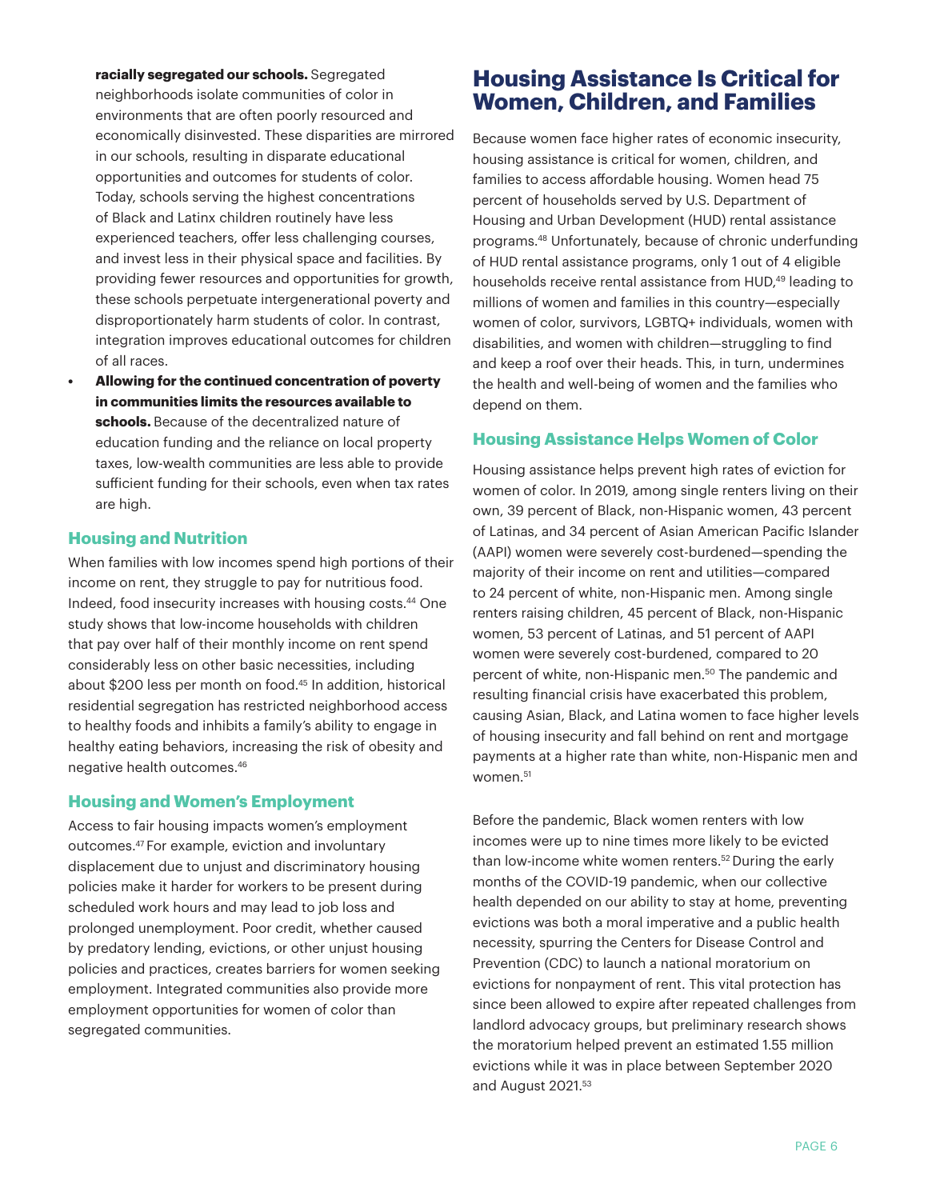**racially segregated our schools.** Segregated neighborhoods isolate communities of color in environments that are often poorly resourced and economically disinvested. These disparities are mirrored in our schools, resulting in disparate educational opportunities and outcomes for students of color. Today, schools serving the highest concentrations of Black and Latinx children routinely have less experienced teachers, offer less challenging courses, and invest less in their physical space and facilities. By providing fewer resources and opportunities for growth, these schools perpetuate intergenerational poverty and disproportionately harm students of color. In contrast, integration improves educational outcomes for children of all races.

- **Allowing for the continued concentration of poverty in communities limits the resources available to schools.** Because of the decentralized nature of education funding and the reliance on local property taxes, low-wealth communities are less able to provide sufficient funding for their schools, even when tax rates are high.

### Housing and Nutrition

When families with low incomes spend high portions of their income on rent, they struggle to pay for nutritious food. Indeed, food insecurity increases with housing costs.[44] One study shows that low-income households with children that pay over half of their monthly income on rent spend considerably less on other basic necessities, including about $200 less per month on food.[45] In addition, historical residential segregation has restricted neighborhood access to healthy foods and inhibits a family's ability to engage in healthy eating behaviors, increasing the risk of obesity and negative health outcomes.[46]

### Housing and Women's Employment

Access to fair housing impacts women's employment outcomes.[47] For example, eviction and involuntary displacement due to unjust and discriminatory housing policies make it harder for workers to be present during scheduled work hours and may lead to job loss and prolonged unemployment. Poor credit, whether caused by predatory lending, evictions, or other unjust housing policies and practices, creates barriers for women seeking employment. Integrated communities also provide more employment opportunities for women of color than segregated communities.

## Housing Assistance Is Critical for Women, Children, and Families

Because women face higher rates of economic insecurity, housing assistance is critical for women, children, and families to access affordable housing. Women head 75 percent of households served by U.S. Department of Housing and Urban Development (HUD) rental assistance programs.[48] Unfortunately, because of chronic underfunding of HUD rental assistance programs, only 1 out of 4 eligible households receive rental assistance from HUD,[49] leading to millions of women and families in this country—especially women of color, survivors, LGBTQ+ individuals, women with disabilities, and women with children—struggling to find and keep a roof over their heads. This, in turn, undermines the health and well-being of women and the families who depend on them.

### Housing Assistance Helps Women of Color

Housing assistance helps prevent high rates of eviction for women of color. In 2019, among single renters living on their own, 39 percent of Black, non-Hispanic women, 43 percent of Latinas, and 34 percent of Asian American Pacific Islander (AAPI) women were severely cost-burdened—spending the majority of their income on rent and utilities—compared to 24 percent of white, non-Hispanic men. Among single renters raising children, 45 percent of Black, non-Hispanic women, 53 percent of Latinas, and 51 percent of AAPI women were severely cost-burdened, compared to 20 percent of white, non-Hispanic men.[50] The pandemic and resulting financial crisis have exacerbated this problem, causing Asian, Black, and Latina women to face higher levels of housing insecurity and fall behind on rent and mortgage payments at a higher rate than white, non-Hispanic men and women.[51]

Before the pandemic, Black women renters with low incomes were up to nine times more likely to be evicted than low-income white women renters.[52] During the early months of the COVID-19 pandemic, when our collective health depended on our ability to stay at home, preventing evictions was both a moral imperative and a public health necessity, spurring the Centers for Disease Control and Prevention (CDC) to launch a national moratorium on evictions for nonpayment of rent. This vital protection has since been allowed to expire after repeated challenges from landlord advocacy groups, but preliminary research shows the moratorium helped prevent an estimated 1.55 million evictions while it was in place between September 2020 and August 2021.[53]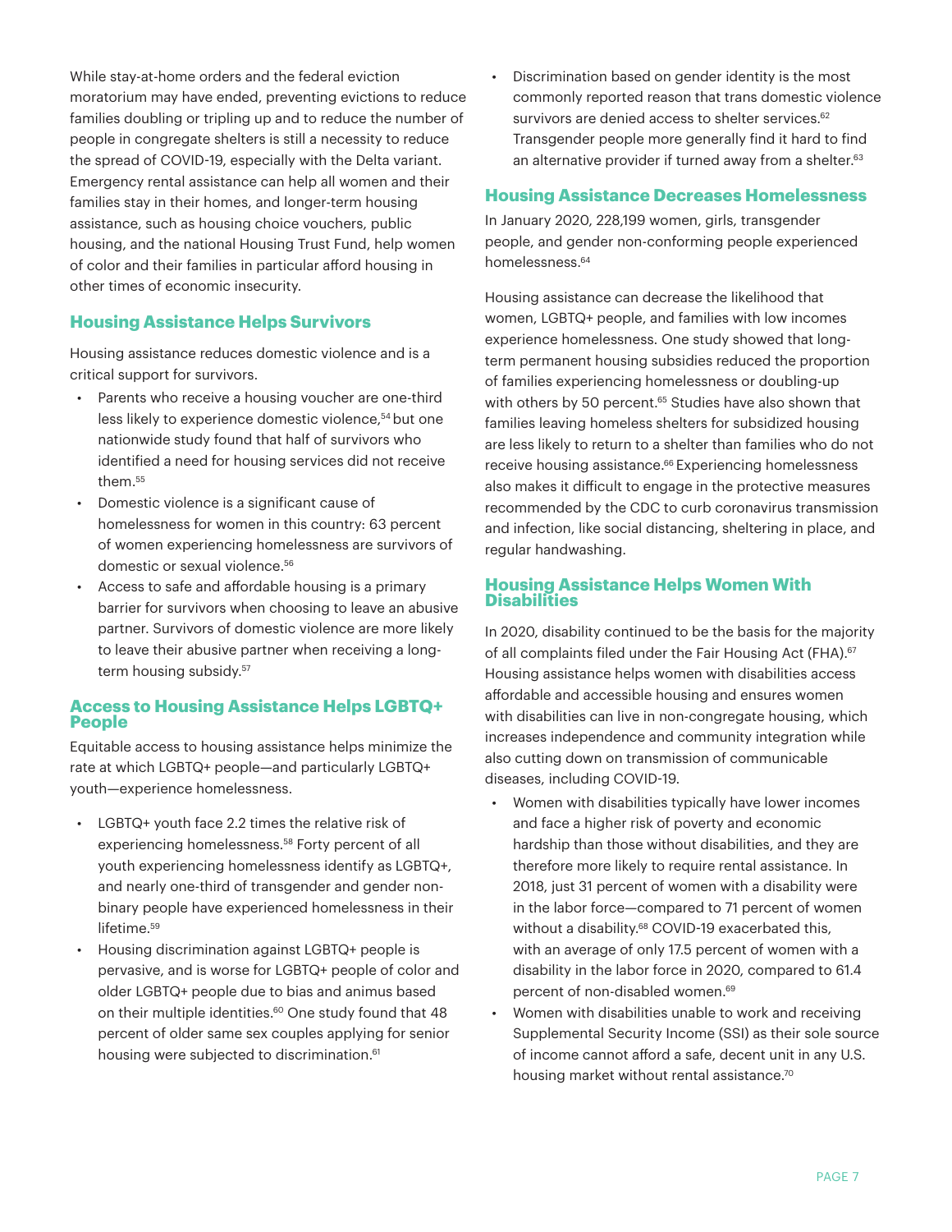While stay-at-home orders and the federal eviction moratorium may have ended, preventing evictions to reduce families doubling or tripling up and to reduce the number of people in congregate shelters is still a necessity to reduce the spread of COVID-19, especially with the Delta variant. Emergency rental assistance can help all women and their families stay in their homes, and longer-term housing assistance, such as housing choice vouchers, public housing, and the national Housing Trust Fund, help women of color and their families in particular afford housing in other times of economic insecurity.

## Housing Assistance Helps Survivors

Housing assistance reduces domestic violence and is a critical support for survivors.

- Parents who receive a housing voucher are one-third less likely to experience domestic violence,[54] but one nationwide study found that half of survivors who identified a need for housing services did not receive them.[55]
- Domestic violence is a significant cause of homelessness for women in this country: 63 percent of women experiencing homelessness are survivors of domestic or sexual violence.[56]
- Access to safe and affordable housing is a primary barrier for survivors when choosing to leave an abusive partner. Survivors of domestic violence are more likely to leave their abusive partner when receiving a long-term housing subsidy.[57]

## Access to Housing Assistance Helps LGBTQ+ People

Equitable access to housing assistance helps minimize the rate at which LGBTQ+ people—and particularly LGBTQ+ youth—experience homelessness.

- LGBTQ+ youth face 2.2 times the relative risk of experiencing homelessness.[58] Forty percent of all youth experiencing homelessness identify as LGBTQ+, and nearly one-third of transgender and gender non-binary people have experienced homelessness in their lifetime.[59]
- Housing discrimination against LGBTQ+ people is pervasive, and is worse for LGBTQ+ people of color and older LGBTQ+ people due to bias and animus based on their multiple identities.[60] One study found that 48 percent of older same sex couples applying for senior housing were subjected to discrimination.[61]
- Discrimination based on gender identity is the most commonly reported reason that trans domestic violence survivors are denied access to shelter services.[62] Transgender people more generally find it hard to find an alternative provider if turned away from a shelter.[63]

## Housing Assistance Decreases Homelessness

In January 2020, 228,199 women, girls, transgender people, and gender non-conforming people experienced homelessness.[64]

Housing assistance can decrease the likelihood that women, LGBTQ+ people, and families with low incomes experience homelessness. One study showed that long-term permanent housing subsidies reduced the proportion of families experiencing homelessness or doubling-up with others by 50 percent.[65] Studies have also shown that families leaving homeless shelters for subsidized housing are less likely to return to a shelter than families who do not receive housing assistance.[66] Experiencing homelessness also makes it difficult to engage in the protective measures recommended by the CDC to curb coronavirus transmission and infection, like social distancing, sheltering in place, and regular handwashing.

## Housing Assistance Helps Women With Disabilities

In 2020, disability continued to be the basis for the majority of all complaints filed under the Fair Housing Act (FHA).[67] Housing assistance helps women with disabilities access affordable and accessible housing and ensures women with disabilities can live in non-congregate housing, which increases independence and community integration while also cutting down on transmission of communicable diseases, including COVID-19.

- Women with disabilities typically have lower incomes and face a higher risk of poverty and economic hardship than those without disabilities, and they are therefore more likely to require rental assistance. In 2018, just 31 percent of women with a disability were in the labor force—compared to 71 percent of women without a disability.[68] COVID-19 exacerbated this, with an average of only 17.5 percent of women with a disability in the labor force in 2020, compared to 61.4 percent of non-disabled women.[69]
- Women with disabilities unable to work and receiving Supplemental Security Income (SSI) as their sole source of income cannot afford a safe, decent unit in any U.S. housing market without rental assistance.[70]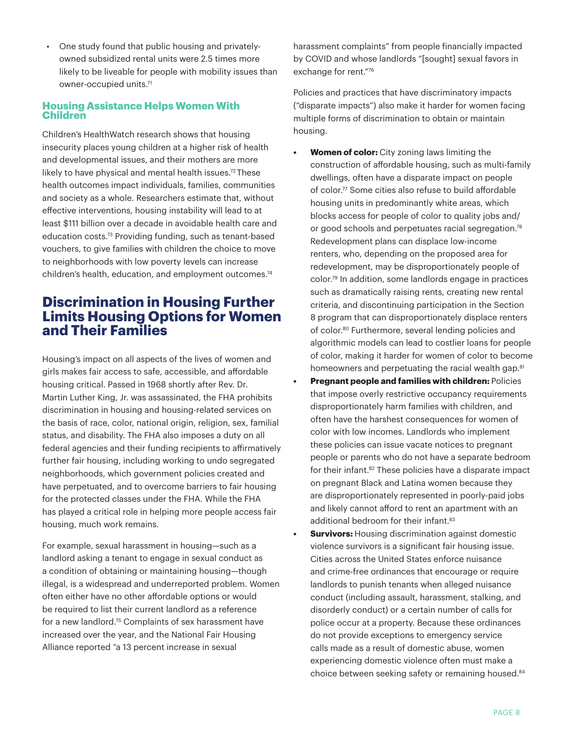- One study found that public housing and privately-owned subsidized rental units were 2.5 times more likely to be liveable for people with mobility issues than owner-occupied units.[71]

### Housing Assistance Helps Women With Children

Children's HealthWatch research shows that housing insecurity places young children at a higher risk of health and developmental issues, and their mothers are more likely to have physical and mental health issues.[72] These health outcomes impact individuals, families, communities and society as a whole. Researchers estimate that, without effective interventions, housing instability will lead to at least $111 billion over a decade in avoidable health care and education costs.[73] Providing funding, such as tenant-based vouchers, to give families with children the choice to move to neighborhoods with low poverty levels can increase children's health, education, and employment outcomes.[74]

## Discrimination in Housing Further Limits Housing Options for Women and Their Families

Housing's impact on all aspects of the lives of women and girls makes fair access to safe, accessible, and affordable housing critical. Passed in 1968 shortly after Rev. Dr. Martin Luther King, Jr. was assassinated, the FHA prohibits discrimination in housing and housing-related services on the basis of race, color, national origin, religion, sex, familial status, and disability. The FHA also imposes a duty on all federal agencies and their funding recipients to affirmatively further fair housing, including working to undo segregated neighborhoods, which government policies created and have perpetuated, and to overcome barriers to fair housing for the protected classes under the FHA. While the FHA has played a critical role in helping more people access fair housing, much work remains.

For example, sexual harassment in housing—such as a landlord asking a tenant to engage in sexual conduct as a condition of obtaining or maintaining housing—though illegal, is a widespread and underreported problem. Women often either have no other affordable options or would be required to list their current landlord as a reference for a new landlord.[75] Complaints of sex harassment have increased over the year, and the National Fair Housing Alliance reported "a 13 percent increase in sexual harassment complaints" from people financially impacted by COVID and whose landlords "[sought] sexual favors in exchange for rent."[76]

Policies and practices that have discriminatory impacts ("disparate impacts") also make it harder for women facing multiple forms of discrimination to obtain or maintain housing.

- **Women of color:** City zoning laws limiting the construction of affordable housing, such as multi-family dwellings, often have a disparate impact on people of color.[77] Some cities also refuse to build affordable housing units in predominantly white areas, which blocks access for people of color to quality jobs and/or good schools and perpetuates racial segregation.[78] Redevelopment plans can displace low-income renters, who, depending on the proposed area for redevelopment, may be disproportionately people of color.[79] In addition, some landlords engage in practices such as dramatically raising rents, creating new rental criteria, and discontinuing participation in the Section 8 program that can disproportionately displace renters of color.[80] Furthermore, several lending policies and algorithmic models can lead to costlier loans for people of color, making it harder for women of color to become homeowners and perpetuating the racial wealth gap.[81]
- **Pregnant people and families with children:** Policies that impose overly restrictive occupancy requirements disproportionately harm families with children, and often have the harshest consequences for women of color with low incomes. Landlords who implement these policies can issue vacate notices to pregnant people or parents who do not have a separate bedroom for their infant.[82] These policies have a disparate impact on pregnant Black and Latina women because they are disproportionately represented in poorly-paid jobs and likely cannot afford to rent an apartment with an additional bedroom for their infant.[83]
- **Survivors:** Housing discrimination against domestic violence survivors is a significant fair housing issue. Cities across the United States enforce nuisance and crime-free ordinances that encourage or require landlords to punish tenants when alleged nuisance conduct (including assault, harassment, stalking, and disorderly conduct) or a certain number of calls for police occur at a property. Because these ordinances do not provide exceptions to emergency service calls made as a result of domestic abuse, women experiencing domestic violence often must make a choice between seeking safety or remaining housed.[84]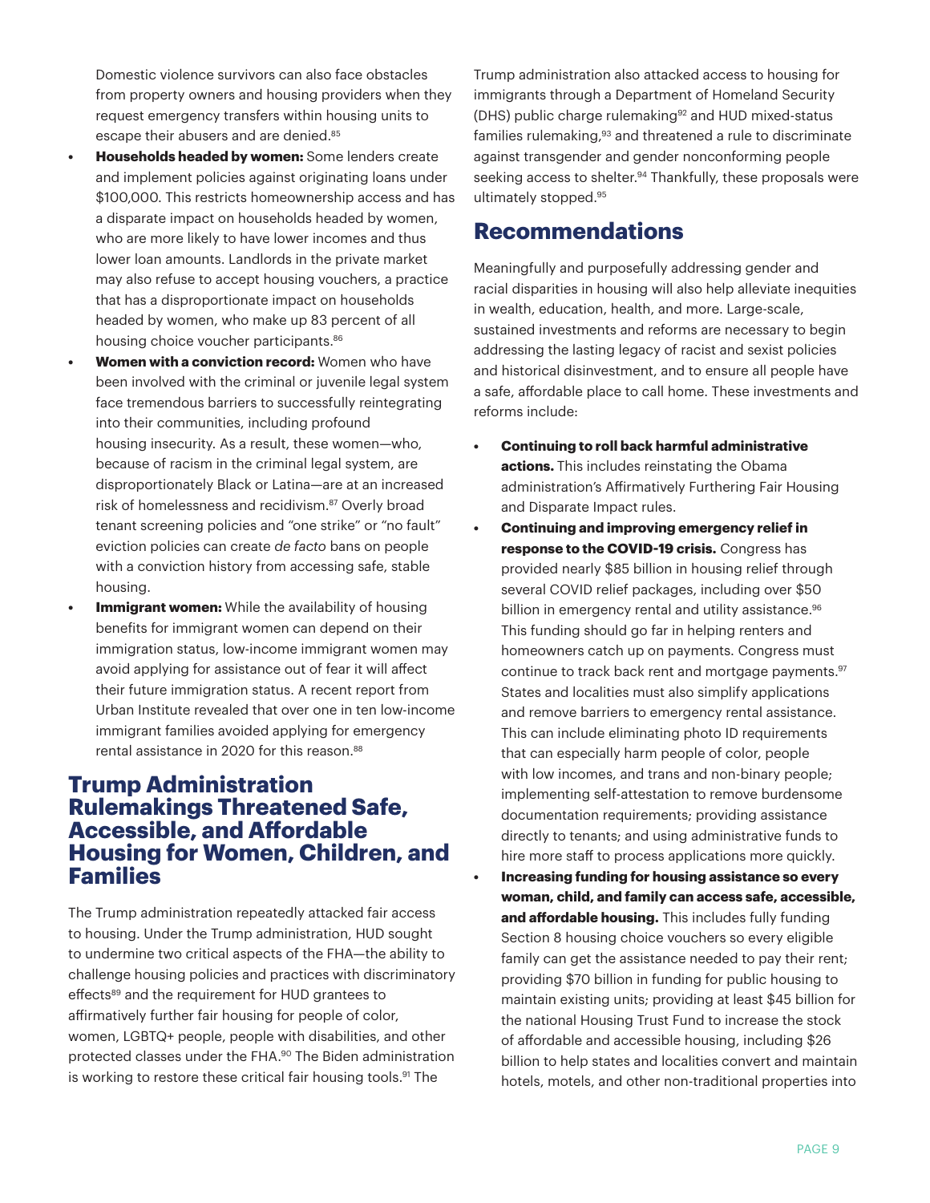Domestic violence survivors can also face obstacles from property owners and housing providers when they request emergency transfers within housing units to escape their abusers and are denied.[85]

- **Households headed by women:** Some lenders create and implement policies against originating loans under $100,000. This restricts homeownership access and has a disparate impact on households headed by women, who are more likely to have lower incomes and thus lower loan amounts. Landlords in the private market may also refuse to accept housing vouchers, a practice that has a disproportionate impact on households headed by women, who make up 83 percent of all housing choice voucher participants.[86]
- **Women with a conviction record:** Women who have been involved with the criminal or juvenile legal system face tremendous barriers to successfully reintegrating into their communities, including profound housing insecurity. As a result, these women—who, because of racism in the criminal legal system, are disproportionately Black or Latina—are at an increased risk of homelessness and recidivism.[87] Overly broad tenant screening policies and "one strike" or "no fault" eviction policies can create *de facto* bans on people with a conviction history from accessing safe, stable housing.
- **Immigrant women:** While the availability of housing benefits for immigrant women can depend on their immigration status, low-income immigrant women may avoid applying for assistance out of fear it will affect their future immigration status. A recent report from Urban Institute revealed that over one in ten low-income immigrant families avoided applying for emergency rental assistance in 2020 for this reason.[88]

## Trump Administration Rulemakings Threatened Safe, Accessible, and Affordable Housing for Women, Children, and Families

The Trump administration repeatedly attacked fair access to housing. Under the Trump administration, HUD sought to undermine two critical aspects of the FHA—the ability to challenge housing policies and practices with discriminatory effects[89] and the requirement for HUD grantees to affirmatively further fair housing for people of color, women, LGBTQ+ people, people with disabilities, and other protected classes under the FHA.[90] The Biden administration is working to restore these critical fair housing tools.[91] The Trump administration also attacked access to housing for immigrants through a Department of Homeland Security (DHS) public charge rulemaking[92] and HUD mixed-status families rulemaking,[93] and threatened a rule to discriminate against transgender and gender nonconforming people seeking access to shelter.[94] Thankfully, these proposals were ultimately stopped.[95]

## Recommendations

Meaningfully and purposefully addressing gender and racial disparities in housing will also help alleviate inequities in wealth, education, health, and more. Large-scale, sustained investments and reforms are necessary to begin addressing the lasting legacy of racist and sexist policies and historical disinvestment, and to ensure all people have a safe, affordable place to call home. These investments and reforms include:

- **Continuing to roll back harmful administrative actions.** This includes reinstating the Obama administration's Affirmatively Furthering Fair Housing and Disparate Impact rules.
- **Continuing and improving emergency relief in response to the COVID-19 crisis.** Congress has provided nearly $85 billion in housing relief through several COVID relief packages, including over $50 billion in emergency rental and utility assistance.[96] This funding should go far in helping renters and homeowners catch up on payments. Congress must continue to track back rent and mortgage payments.[97] States and localities must also simplify applications and remove barriers to emergency rental assistance. This can include eliminating photo ID requirements that can especially harm people of color, people with low incomes, and trans and non-binary people; implementing self-attestation to remove burdensome documentation requirements; providing assistance directly to tenants; and using administrative funds to hire more staff to process applications more quickly.
- **Increasing funding for housing assistance so every woman, child, and family can access safe, accessible, and affordable housing.** This includes fully funding Section 8 housing choice vouchers so every eligible family can get the assistance needed to pay their rent; providing $70 billion in funding for public housing to maintain existing units; providing at least $45 billion for the national Housing Trust Fund to increase the stock of affordable and accessible housing, including $26 billion to help states and localities convert and maintain hotels, motels, and other non-traditional properties into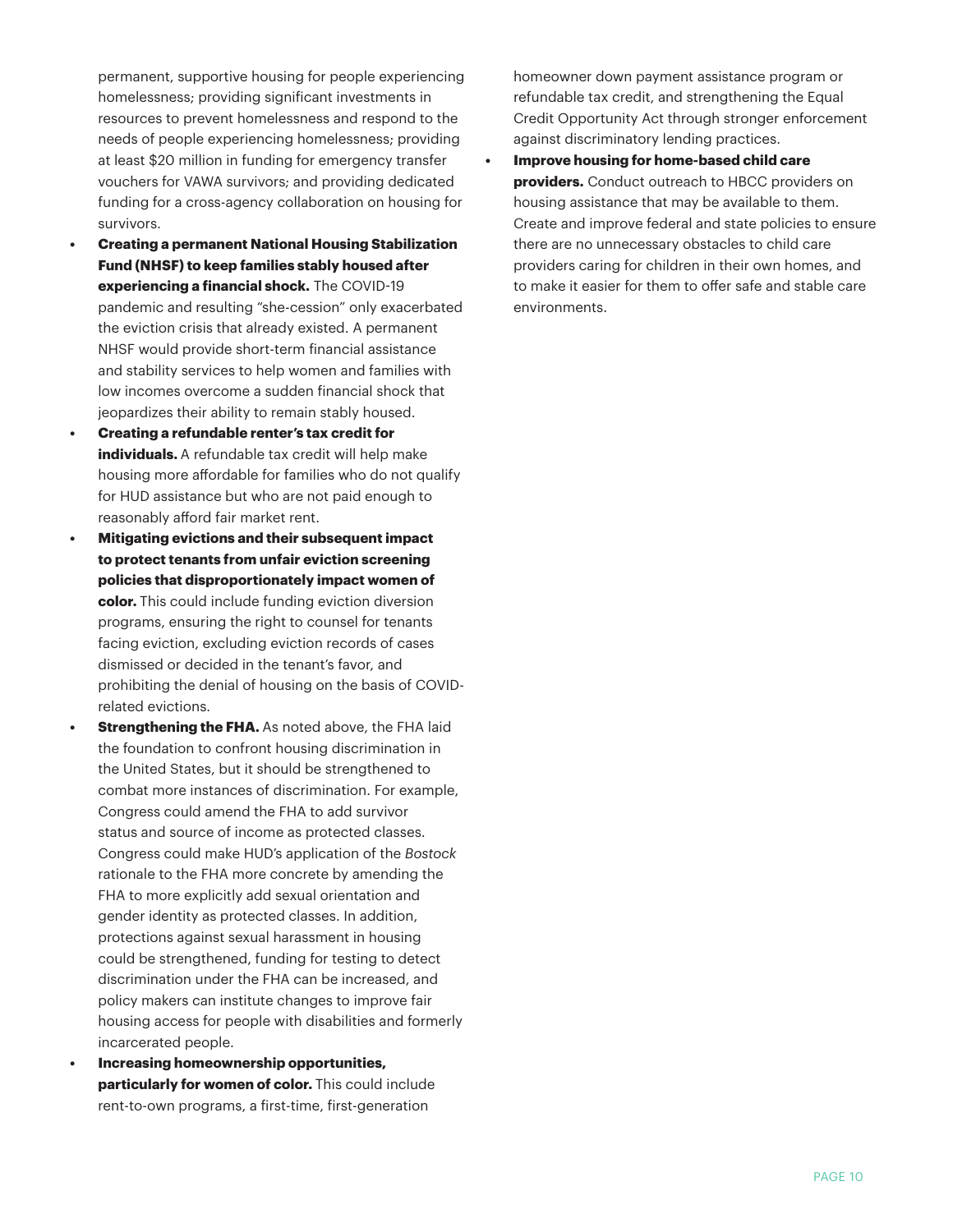permanent, supportive housing for people experiencing homelessness; providing significant investments in resources to prevent homelessness and respond to the needs of people experiencing homelessness; providing at least $20 million in funding for emergency transfer vouchers for VAWA survivors; and providing dedicated funding for a cross-agency collaboration on housing for survivors.

- **Creating a permanent National Housing Stabilization Fund (NHSF) to keep families stably housed after experiencing a financial shock.** The COVID-19 pandemic and resulting "she-cession" only exacerbated the eviction crisis that already existed. A permanent NHSF would provide short-term financial assistance and stability services to help women and families with low incomes overcome a sudden financial shock that jeopardizes their ability to remain stably housed.
- **Creating a refundable renter's tax credit for individuals.** A refundable tax credit will help make housing more affordable for families who do not qualify for HUD assistance but who are not paid enough to reasonably afford fair market rent.
- **Mitigating evictions and their subsequent impact to protect tenants from unfair eviction screening policies that disproportionately impact women of color.** This could include funding eviction diversion programs, ensuring the right to counsel for tenants facing eviction, excluding eviction records of cases dismissed or decided in the tenant's favor, and prohibiting the denial of housing on the basis of COVID-related evictions.
- **Strengthening the FHA.** As noted above, the FHA laid the foundation to confront housing discrimination in the United States, but it should be strengthened to combat more instances of discrimination. For example, Congress could amend the FHA to add survivor status and source of income as protected classes. Congress could make HUD's application of the *Bostock* rationale to the FHA more concrete by amending the FHA to more explicitly add sexual orientation and gender identity as protected classes. In addition, protections against sexual harassment in housing could be strengthened, funding for testing to detect discrimination under the FHA can be increased, and policy makers can institute changes to improve fair housing access for people with disabilities and formerly incarcerated people.
- **Increasing homeownership opportunities, particularly for women of color.** This could include rent-to-own programs, a first-time, first-generation homeowner down payment assistance program or refundable tax credit, and strengthening the Equal Credit Opportunity Act through stronger enforcement against discriminatory lending practices.
- **Improve housing for home-based child care providers.** Conduct outreach to HBCC providers on housing assistance that may be available to them. Create and improve federal and state policies to ensure there are no unnecessary obstacles to child care providers caring for children in their own homes, and to make it easier for them to offer safe and stable care environments.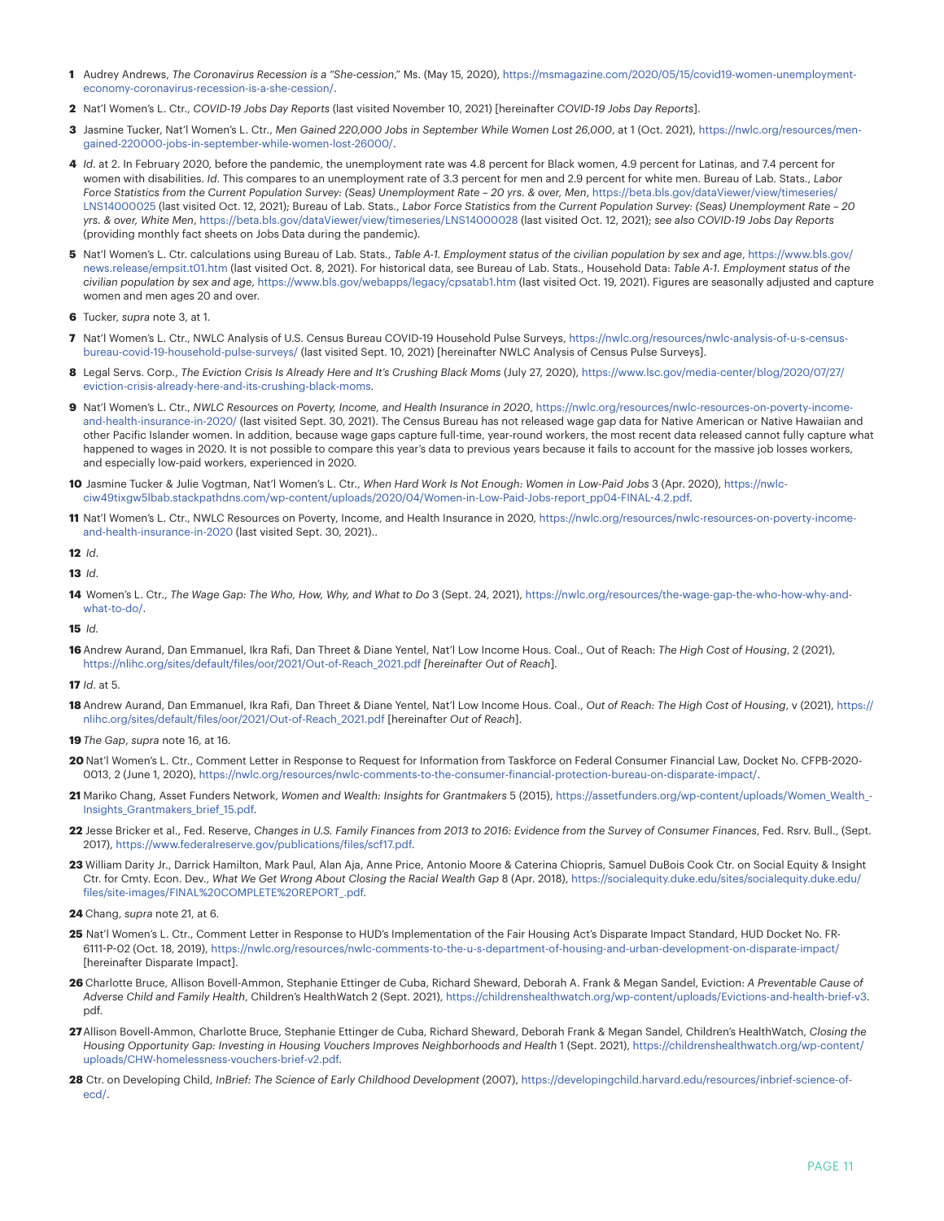1 Audrey Andrews, *The Coronavirus Recession is a "She-cession*," Ms. (May 15, 2020), https://msmagazine.com/2020/05/15/covid19-women-unemployment-economy-coronavirus-recession-is-a-she-cession/.

2 Nat'l Women's L. Ctr., *COVID-19 Jobs Day Reports* (last visited November 10, 2021) [hereinafter *COVID-19 Jobs Day Reports*].

3 Jasmine Tucker, Nat'l Women's L. Ctr., *Men Gained 220,000 Jobs in September While Women Lost 26,000*, at 1 (Oct. 2021), https://nwlc.org/resources/men-gained-220000-jobs-in-september-while-women-lost-26000/.

4 *Id*. at 2. In February 2020, before the pandemic, the unemployment rate was 4.8 percent for Black women, 4.9 percent for Latinas, and 7.4 percent for women with disabilities. *Id*. This compares to an unemployment rate of 3.3 percent for men and 2.9 percent for white men. Bureau of Lab. Stats., *Labor Force Statistics from the Current Population Survey: (Seas) Unemployment Rate – 20 yrs. & over, Men*, https://beta.bls.gov/dataViewer/view/timeseries/LNS14000025 (last visited Oct. 12, 2021); Bureau of Lab. Stats., *Labor Force Statistics from the Current Population Survey: (Seas) Unemployment Rate – 20 yrs. & over, White Men*, https://beta.bls.gov/dataViewer/view/timeseries/LNS14000028 (last visited Oct. 12, 2021); *see also COVID-19 Jobs Day Reports* (providing monthly fact sheets on Jobs Data during the pandemic).

5 Nat'l Women's L. Ctr. calculations using Bureau of Lab. Stats., *Table A-1. Employment status of the civilian population by sex and age*, https://www.bls.gov/news.release/empsit.t01.htm (last visited Oct. 8, 2021). For historical data, see Bureau of Lab. Stats., Household Data: *Table A-1. Employment status of the civilian population by sex and age*, https://www.bls.gov/webapps/legacy/cpsatab1.htm (last visited Oct. 19, 2021). Figures are seasonally adjusted and capture women and men ages 20 and over.

6 Tucker, *supra* note 3, at 1.

7 Nat'l Women's L. Ctr., NWLC Analysis of U.S. Census Bureau COVID-19 Household Pulse Surveys, https://nwlc.org/resources/nwlc-analysis-of-u-s-census-bureau-covid-19-household-pulse-surveys/ (last visited Sept. 10, 2021) [hereinafter NWLC Analysis of Census Pulse Surveys].

8 Legal Servs. Corp., *The Eviction Crisis Is Already Here and It's Crushing Black Moms* (July 27, 2020), https://www.lsc.gov/media-center/blog/2020/07/27/eviction-crisis-already-here-and-its-crushing-black-moms.

9 Nat'l Women's L. Ctr., *NWLC Resources on Poverty, Income, and Health Insurance in 2020*, https://nwlc.org/resources/nwlc-resources-on-poverty-income-and-health-insurance-in-2020/ (last visited Sept. 30, 2021). The Census Bureau has not released wage gap data for Native American or Native Hawaiian and other Pacific Islander women. In addition, because wage gaps capture full-time, year-round workers, the most recent data released cannot fully capture what happened to wages in 2020. It is not possible to compare this year's data to previous years because it fails to account for the massive job losses workers, and especially low-paid workers, experienced in 2020.

10 Jasmine Tucker & Julie Vogtman, Nat'l Women's L. Ctr., *When Hard Work Is Not Enough: Women in Low-Paid Jobs* 3 (Apr. 2020), https://nwlc-ciw49tixgw5lbab.stackpathdns.com/wp-content/uploads/2020/04/Women-in-Low-Paid-Jobs-report_pp04-FINAL-4.2.pdf.

11 Nat'l Women's L. Ctr., NWLC Resources on Poverty, Income, and Health Insurance in 2020, https://nwlc.org/resources/nwlc-resources-on-poverty-income-and-health-insurance-in-2020 (last visited Sept. 30, 2021)..

12 *Id*.

13 *Id*.

14 Women's L. Ctr., *The Wage Gap: The Who, How, Why, and What to Do* 3 (Sept. 24, 2021), https://nwlc.org/resources/the-wage-gap-the-who-how-why-and-what-to-do/.

15 *Id*.

16 Andrew Aurand, Dan Emmanuel, Ikra Rafi, Dan Threet & Diane Yentel, Nat'l Low Income Hous. Coal., Out of Reach: *The High Cost of Housing*, 2 (2021), https://nlihc.org/sites/default/files/oor/2021/Out-of-Reach_2021.pdf *[hereinafter Out of Reach*].

17 *Id*. at 5.

18 Andrew Aurand, Dan Emmanuel, Ikra Rafi, Dan Threet & Diane Yentel, Nat'l Low Income Hous. Coal., *Out of Reach: The High Cost of Housing*, v (2021), https://nlihc.org/sites/default/files/oor/2021/Out-of-Reach_2021.pdf [hereinafter *Out of Reach*].

19 *The Gap*, *supra* note 16, at 16.

20 Nat'l Women's L. Ctr., Comment Letter in Response to Request for Information from Taskforce on Federal Consumer Financial Law, Docket No. CFPB-2020-0013, 2 (June 1, 2020), https://nwlc.org/resources/nwlc-comments-to-the-consumer-financial-protection-bureau-on-disparate-impact/.

21 Mariko Chang, Asset Funders Network, *Women and Wealth: Insights for Grantmakers* 5 (2015), https://assetfunders.org/wp-content/uploads/Women_Wealth_-Insights_Grantmakers_brief_15.pdf.

22 Jesse Bricker et al., Fed. Reserve, *Changes in U.S. Family Finances from 2013 to 2016: Evidence from the Survey of Consumer Finances*, Fed. Rsrv. Bull., (Sept. 2017), https://www.federalreserve.gov/publications/files/scf17.pdf.

23 William Darity Jr., Darrick Hamilton, Mark Paul, Alan Aja, Anne Price, Antonio Moore & Caterina Chiopris, Samuel DuBois Cook Ctr. on Social Equity & Insight Ctr. for Cmty. Econ. Dev., *What We Get Wrong About Closing the Racial Wealth Gap* 8 (Apr. 2018), https://socialequity.duke.edu/sites/socialequity.duke.edu/files/site-images/FINAL%20COMPLETE%20REPORT_.pdf.

24 Chang, *supra* note 21, at 6.

25 Nat'l Women's L. Ctr., Comment Letter in Response to HUD's Implementation of the Fair Housing Act's Disparate Impact Standard, HUD Docket No. FR-6111-P-02 (Oct. 18, 2019), https://nwlc.org/resources/nwlc-comments-to-the-u-s-department-of-housing-and-urban-development-on-disparate-impact/ [hereinafter Disparate Impact].

26 Charlotte Bruce, Allison Bovell-Ammon, Stephanie Ettinger de Cuba, Richard Sheward, Deborah A. Frank & Megan Sandel, Eviction: *A Preventable Cause of Adverse Child and Family Health*, Children's HealthWatch 2 (Sept. 2021), https://childrenshealthwatch.org/wp-content/uploads/Evictions-and-health-brief-v3.pdf.

27 Allison Bovell-Ammon, Charlotte Bruce, Stephanie Ettinger de Cuba, Richard Sheward, Deborah Frank & Megan Sandel, Children's HealthWatch, *Closing the Housing Opportunity Gap: Investing in Housing Vouchers Improves Neighborhoods and Health* 1 (Sept. 2021), https://childrenshealthwatch.org/wp-content/uploads/CHW-homelessness-vouchers-brief-v2.pdf.

28 Ctr. on Developing Child, *InBrief: The Science of Early Childhood Development* (2007), https://developingchild.harvard.edu/resources/inbrief-science-of-ecd/.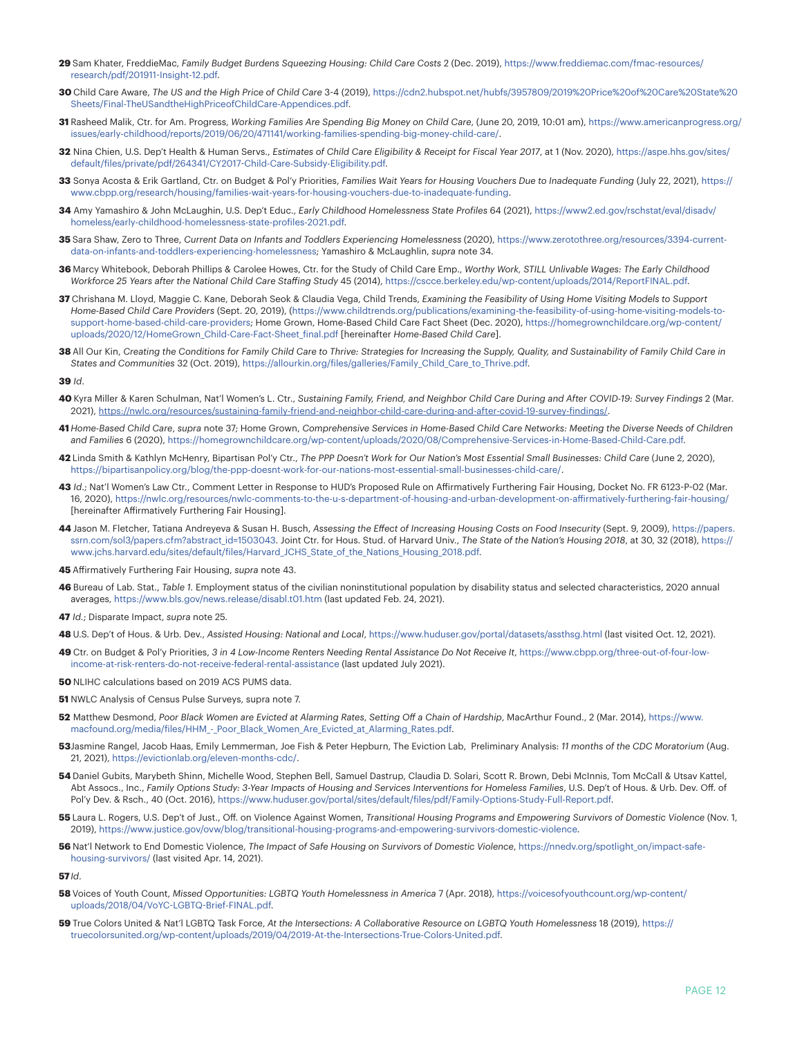**29** Sam Khater, FreddieMac, *Family Budget Burdens Squeezing Housing: Child Care Costs* 2 (Dec. 2019), https://www.freddiemac.com/fmac-resources/research/pdf/201911-Insight-12.pdf.

**30** Child Care Aware, *The US and the High Price of Child Care* 3-4 (2019), https://cdn2.hubspot.net/hubfs/3957809/2019%20Price%20of%20Care%20State%20Sheets/Final-TheUSandtheHighPriceofChildCare-Appendices.pdf.

**31** Rasheed Malik, Ctr. for Am. Progress, *Working Families Are Spending Big Money on Child Care*, (June 20, 2019, 10:01 am), https://www.americanprogress.org/issues/early-childhood/reports/2019/06/20/471141/working-families-spending-big-money-child-care/.

**32** Nina Chien, U.S. Dep't Health & Human Servs., *Estimates of Child Care Eligibility & Receipt for Fiscal Year 2017*, at 1 (Nov. 2020), https://aspe.hhs.gov/sites/default/files/private/pdf/264341/CY2017-Child-Care-Subsidy-Eligibility.pdf.

**33** Sonya Acosta & Erik Gartland, Ctr. on Budget & Pol'y Priorities, *Families Wait Years for Housing Vouchers Due to Inadequate Funding* (July 22, 2021), https://www.cbpp.org/research/housing/families-wait-years-for-housing-vouchers-due-to-inadequate-funding.

**34** Amy Yamashiro & John McLaughin, U.S. Dep't Educ., *Early Childhood Homelessness State Profiles* 64 (2021), https://www2.ed.gov/rschstat/eval/disadv/homeless/early-childhood-homelessness-state-profiles-2021.pdf.

**35** Sara Shaw, Zero to Three, *Current Data on Infants and Toddlers Experiencing Homelessness* (2020), https://www.zerotothree.org/resources/3394-current-data-on-infants-and-toddlers-experiencing-homelessness; Yamashiro & McLaughlin, *supra* note 34.

**36** Marcy Whitebook, Deborah Phillips & Carolee Howes, Ctr. for the Study of Child Care Emp., *Worthy Work, STILL Unlivable Wages: The Early Childhood Workforce 25 Years after the National Child Care Staffing Study* 45 (2014), https://cscce.berkeley.edu/wp-content/uploads/2014/ReportFINAL.pdf.

**37** Chrishana M. Lloyd, Maggie C. Kane, Deborah Seok & Claudia Vega, Child Trends, *Examining the Feasibility of Using Home Visiting Models to Support Home-Based Child Care Providers* (Sept. 20, 2019), (https://www.childtrends.org/publications/examining-the-feasibility-of-using-home-visiting-models-to-support-home-based-child-care-providers; Home Grown, Home-Based Child Care Fact Sheet (Dec. 2020), https://homegrownchildcare.org/wp-content/uploads/2020/12/HomeGrown_Child-Care-Fact-Sheet_final.pdf [hereinafter *Home-Based Child Care*].

**38** All Our Kin, *Creating the Conditions for Family Child Care to Thrive: Strategies for Increasing the Supply, Quality, and Sustainability of Family Child Care in States and Communities* 32 (Oct. 2019), https://allourkin.org/files/galleries/Family_Child_Care_to_Thrive.pdf.

**39** *Id*.

**40** Kyra Miller & Karen Schulman, Nat'l Women's L. Ctr., *Sustaining Family, Friend, and Neighbor Child Care During and After COVID-19: Survey Findings* 2 (Mar. 2021), https://nwlc.org/resources/sustaining-family-friend-and-neighbor-child-care-during-and-after-covid-19-survey-findings/.

**41** *Home-Based Child Care*, *supra* note 37; Home Grown, *Comprehensive Services in Home-Based Child Care Networks: Meeting the Diverse Needs of Children and Families* 6 (2020), https://homegrownchildcare.org/wp-content/uploads/2020/08/Comprehensive-Services-in-Home-Based-Child-Care.pdf.

**42** Linda Smith & Kathlyn McHenry, Bipartisan Pol'y Ctr., *The PPP Doesn't Work for Our Nation's Most Essential Small Businesses: Child Care* (June 2, 2020), https://bipartisanpolicy.org/blog/the-ppp-doesnt-work-for-our-nations-most-essential-small-businesses-child-care/.

**43** *Id*.; Nat'l Women's Law Ctr., Comment Letter in Response to HUD's Proposed Rule on Affirmatively Furthering Fair Housing, Docket No. FR 6123-P-02 (Mar. 16, 2020), https://nwlc.org/resources/nwlc-comments-to-the-u-s-department-of-housing-and-urban-development-on-affirmatively-furthering-fair-housing/ [hereinafter Affirmatively Furthering Fair Housing].

**44** Jason M. Fletcher, Tatiana Andreyeva & Susan H. Busch, *Assessing the Effect of Increasing Housing Costs on Food Insecurity* (Sept. 9, 2009), https://papers.ssrn.com/sol3/papers.cfm?abstract_id=1503043. Joint Ctr. for Hous. Stud. of Harvard Univ., *The State of the Nation's Housing 2018*, at 30, 32 (2018), https://www.jchs.harvard.edu/sites/default/files/Harvard_JCHS_State_of_the_Nations_Housing_2018.pdf.

**45** Affirmatively Furthering Fair Housing, *supra* note 43.

**46** Bureau of Lab. Stat., *Table 1*. Employment status of the civilian noninstitutional population by disability status and selected characteristics, 2020 annual averages, https://www.bls.gov/news.release/disabl.t01.htm (last updated Feb. 24, 2021).

**47** *Id*.; Disparate Impact, *supra* note 25.

**48** U.S. Dep't of Hous. & Urb. Dev., *Assisted Housing: National and Local*, https://www.huduser.gov/portal/datasets/assthsg.html (last visited Oct. 12, 2021).

**49** Ctr. on Budget & Pol'y Priorities, *3 in 4 Low-Income Renters Needing Rental Assistance Do Not Receive It*, https://www.cbpp.org/three-out-of-four-low-income-at-risk-renters-do-not-receive-federal-rental-assistance (last updated July 2021).

**50** NLIHC calculations based on 2019 ACS PUMS data.

**51** NWLC Analysis of Census Pulse Surveys, supra note 7.

**52** Matthew Desmond, *Poor Black Women are Evicted at Alarming Rates*, *Setting Off a Chain of Hardship*, MacArthur Found., 2 (Mar. 2014), https://www.macfound.org/media/files/HHM_-_Poor_Black_Women_Are_Evicted_at_Alarming_Rates.pdf.

**53** Jasmine Rangel, Jacob Haas, Emily Lemmerman, Joe Fish & Peter Hepburn, The Eviction Lab, Preliminary Analysis: *11 months of the CDC Moratorium* (Aug. 21, 2021), https://evictionlab.org/eleven-months-cdc/.

**54** Daniel Gubits, Marybeth Shinn, Michelle Wood, Stephen Bell, Samuel Dastrup, Claudia D. Solari, Scott R. Brown, Debi McInnis, Tom McCall & Utsav Kattel, Abt Assocs., Inc., *Family Options Study: 3-Year Impacts of Housing and Services Interventions for Homeless Families*, U.S. Dep't of Hous. & Urb. Dev. Off. of Pol'y Dev. & Rsch., 40 (Oct. 2016), https://www.huduser.gov/portal/sites/default/files/pdf/Family-Options-Study-Full-Report.pdf.

**55** Laura L. Rogers, U.S. Dep't of Just., Off. on Violence Against Women, *Transitional Housing Programs and Empowering Survivors of Domestic Violence* (Nov. 1, 2019), https://www.justice.gov/ovw/blog/transitional-housing-programs-and-empowering-survivors-domestic-violence.

**56** Nat'l Network to End Domestic Violence, *The Impact of Safe Housing on Survivors of Domestic Violence*, https://nnedv.org/spotlight_on/impact-safe-housing-survivors/ (last visited Apr. 14, 2021).

**57** *Id*.

**58** Voices of Youth Count, *Missed Opportunities: LGBTQ Youth Homelessness in America* 7 (Apr. 2018), https://voicesofyouthcount.org/wp-content/uploads/2018/04/VoYC-LGBTQ-Brief-FINAL.pdf.

**59** True Colors United & Nat'l LGBTQ Task Force, *At the Intersections: A Collaborative Resource on LGBTQ Youth Homelessness* 18 (2019), https://truecolorsunited.org/wp-content/uploads/2019/04/2019-At-the-Intersections-True-Colors-United.pdf.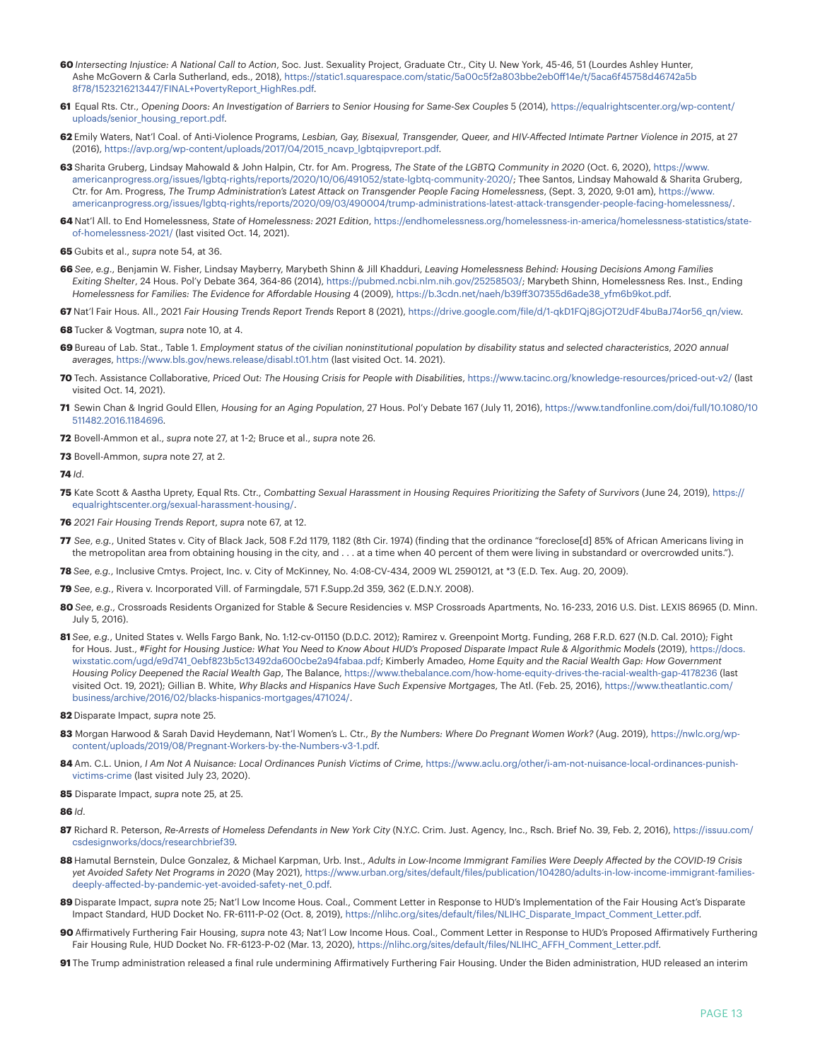**60** *Intersecting Injustice: A National Call to Action*, Soc. Just. Sexuality Project, Graduate Ctr., City U. New York, 45-46, 51 (Lourdes Ashley Hunter, Ashe McGovern & Carla Sutherland, eds., 2018), https://static1.squarespace.com/static/5a00c5f2a803bbe2eb0ff14e/t/5aca6f45758d46742a5b8f78/1523216213447/FINAL+PovertyReport_HighRes.pdf.

**61** Equal Rts. Ctr., *Opening Doors: An Investigation of Barriers to Senior Housing for Same-Sex Couples* 5 (2014), https://equalrightscenter.org/wp-content/uploads/senior_housing_report.pdf.

**62** Emily Waters, Nat'l Coal. of Anti-Violence Programs, *Lesbian, Gay, Bisexual, Transgender, Queer, and HIV-Affected Intimate Partner Violence in 2015*, at 27 (2016), https://avp.org/wp-content/uploads/2017/04/2015_ncavp_lgbtqipvreport.pdf.

**63** Sharita Gruberg, Lindsay Mahowald & John Halpin, Ctr. for Am. Progress, *The State of the LGBTQ Community in 2020* (Oct. 6, 2020), https://www.americanprogress.org/issues/lgbtq-rights/reports/2020/10/06/491052/state-lgbtq-community-2020/; Thee Santos, Lindsay Mahowald & Sharita Gruberg, Ctr. for Am. Progress, *The Trump Administration's Latest Attack on Transgender People Facing Homelessness*, (Sept. 3, 2020, 9:01 am), https://www.americanprogress.org/issues/lgbtq-rights/news/2020/09/03/490004/trump-administrations-latest-attack-transgender-people-facing-homelessness/.

**64** Nat'l All. to End Homelessness, *State of Homelessness: 2021 Edition*, https://endhomelessness.org/homelessness-in-america/homelessness-statistics/state-of-homelessness-2021/ (last visited Oct. 14, 2021).

**65** Gubits et al., *supra* note 54, at 36.

**66** *See, e.g.*, Benjamin W. Fisher, Lindsay Mayberry, Marybeth Shinn & Jill Khadduri, *Leaving Homelessness Behind: Housing Decisions Among Families Exiting Shelter*, 24 Hous. Pol'y Debate 364, 364-86 (2014), https://pubmed.ncbi.nlm.nih.gov/25258503/; Marybeth Shinn, Homelessness Res. Inst., Ending *Homelessness for Families: The Evidence for Affordable Housing* 4 (2009), https://b.3cdn.net/naeh/b39ff307355d6ade38_yfm6b9kot.pdf.

**67** Nat'l Fair Hous. All., 2021 *Fair Housing Trends Report Trends* Report 8 (2021), https://drive.google.com/file/d/1-qkD1FQj8GjOT2UdF4buBaJ74or56_qn/view.

**68** Tucker & Vogtman, *supra* note 10, at 4.

**69** Bureau of Lab. Stat., Table 1. *Employment status of the civilian noninstitutional population by disability status and selected characteristics, 2020 annual averages*, https://www.bls.gov/news.release/disabl.t01.htm (last visited Oct. 14. 2021).

**70** Tech. Assistance Collaborative, *Priced Out: The Housing Crisis for People with Disabilities*, https://www.tacinc.org/knowledge-resources/priced-out-v2/ (last visited Oct. 14, 2021).

**71** Sewin Chan & Ingrid Gould Ellen, *Housing for an Aging Population*, 27 Hous. Pol'y Debate 167 (July 11, 2016), https://www.tandfonline.com/doi/full/10.1080/10511482.2016.1184696.

**72** Bovell-Ammon et al., *supra* note 27, at 1-2; Bruce et al., *supra* note 26.

**73** Bovell-Ammon, *supra* note 27, at 2.

**74** *Id.*

**75** Kate Scott & Aastha Uprety, Equal Rts. Ctr., *Combatting Sexual Harassment in Housing Requires Prioritizing the Safety of Survivors* (June 24, 2019), https://equalrightscenter.org/sexual-harassment-housing/.

**76** *2021 Fair Housing Trends Report*, *supra* note 67, at 12.

**77** *See, e.g.*, United States v. City of Black Jack, 508 F.2d 1179, 1182 (8th Cir. 1974) (finding that the ordinance "foreclose[d] 85% of African Americans living in the metropolitan area from obtaining housing in the city, and . . . at a time when 40 percent of them were living in substandard or overcrowded units.").

**78** *See, e.g.*, Inclusive Cmtys. Project, Inc. v. City of McKinney, No. 4:08-CV-434, 2009 WL 2590121, at *3 (E.D. Tex. Aug. 20, 2009).

**79** *See, e.g.*, Rivera v. Incorporated Vill. of Farmingdale, 571 F.Supp.2d 359, 362 (E.D.N.Y. 2008).

**80** *See, e.g.*, Crossroads Residents Organized for Stable & Secure Residencies v. MSP Crossroads Apartments, No. 16-233, 2016 U.S. Dist. LEXIS 86965 (D. Minn. July 5, 2016).

**81** *See, e.g.*, United States v. Wells Fargo Bank, No. 1:12-cv-01150 (D.D.C. 2012); Ramirez v. Greenpoint Mortg. Funding, 268 F.R.D. 627 (N.D. Cal. 2010); Fight for Hous. Just., *#Fight for Housing Justice: What You Need to Know About HUD's Proposed Disparate Impact Rule & Algorithmic Models* (2019), https://docs.wixstatic.com/ugd/e9d741_0ebf823b5c13492da600cbe2a94fabaa.pdf; Kimberly Amadeo, *Home Equity and the Racial Wealth Gap: How Government Housing Policy Deepened the Racial Wealth Gap*, The Balance, https://www.thebalance.com/how-home-equity-drives-the-racial-wealth-gap-4178236 (last visited Oct. 19, 2021); Gillian B. White, *Why Blacks and Hispanics Have Such Expensive Mortgages*, The Atl. (Feb. 25, 2016), https://www.theatlantic.com/business/archive/2016/02/blacks-hispanics-mortgages/471024/.

**82** Disparate Impact, *supra* note 25.

**83** Morgan Harwood & Sarah David Heydemann, Nat'l Women's L. Ctr., *By the Numbers: Where Do Pregnant Women Work?* (Aug. 2019), https://nwlc.org/wp-content/uploads/2019/08/Pregnant-Workers-by-the-Numbers-v3-1.pdf.

**84** Am. C.L. Union, *I Am Not A Nuisance: Local Ordinances Punish Victims of Crime*, https://www.aclu.org/other/i-am-not-nuisance-local-ordinances-punish-victims-crime (last visited July 23, 2020).

**85** Disparate Impact, *supra* note 25, at 25.

**86** *Id.*

**87** Richard R. Peterson, *Re-Arrests of Homeless Defendants in New York City* (N.Y.C. Crim. Just. Agency, Inc., Rsch. Brief No. 39, Feb. 2, 2016), https://issuu.com/csdesignworks/docs/researchbrief39.

**88** Hamutal Bernstein, Dulce Gonzalez, & Michael Karpman, Urb. Inst., *Adults in Low-Income Immigrant Families Were Deeply Affected by the COVID-19 Crisis yet Avoided Safety Net Programs in 2020* (May 2021), https://www.urban.org/sites/default/files/publication/104280/adults-in-low-income-immigrant-families-deeply-affected-by-pandemic-yet-avoided-safety-net_0.pdf.

**89** Disparate Impact, *supra* note 25; Nat'l Low Income Hous. Coal., Comment Letter in Response to HUD's Implementation of the Fair Housing Act's Disparate Impact Standard, HUD Docket No. FR-6111-P-02 (Oct. 8, 2019), https://nlihc.org/sites/default/files/NLIHC_Disparate_Impact_Comment_Letter.pdf.

**90** Affirmatively Furthering Fair Housing, *supra* note 43; Nat'l Low Income Hous. Coal., Comment Letter in Response to HUD's Proposed Affirmatively Furthering Fair Housing Rule, HUD Docket No. FR-6123-P-02 (Mar. 13, 2020), https://nlihc.org/sites/default/files/NLIHC_AFFH_Comment_Letter.pdf.

**91** The Trump administration released a final rule undermining Affirmatively Furthering Fair Housing. Under the Biden administration, HUD released an interim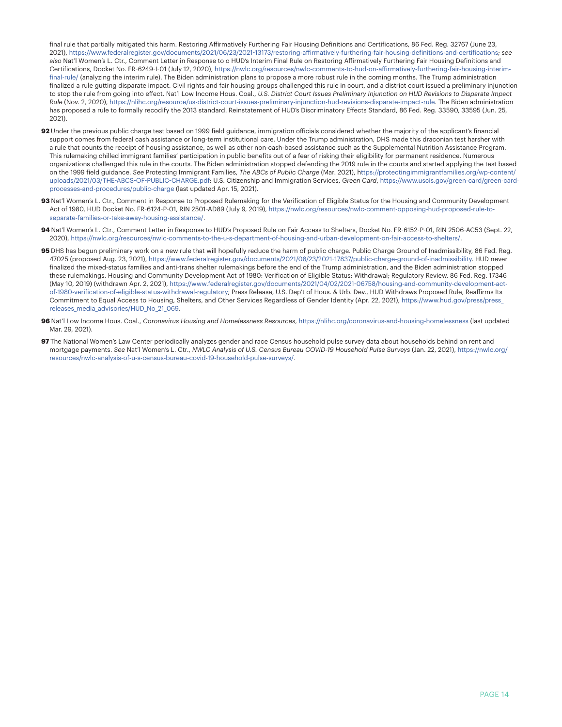final rule that partially mitigated this harm. Restoring Affirmatively Furthering Fair Housing Definitions and Certifications, 86 Fed. Reg. 32767 (June 23, 2021), https://www.federalregister.gov/documents/2021/06/23/2021-13173/restoring-affirmatively-furthering-fair-housing-definitions-and-certifications; *see also* Nat'l Women's L. Ctr., Comment Letter in Response to o HUD's Interim Final Rule on Restoring Affirmatively Furthering Fair Housing Definitions and Certifications, Docket No. FR-6249-I-01 (July 12, 2020), https://nwlc.org/resources/nwlc-comments-to-hud-on-affirmatively-furthering-fair-housing-interim-final-rule/ (analyzing the interim rule). The Biden administration plans to propose a more robust rule in the coming months. The Trump administration finalized a rule gutting disparate impact. Civil rights and fair housing groups challenged this rule in court, and a district court issued a preliminary injunction to stop the rule from going into effect. Nat'l Low Income Hous. Coal., *U.S. District Court Issues Preliminary Injunction on HUD Revisions to Disparate Impact Rule* (Nov. 2, 2020), https://nlihc.org/resource/us-district-court-issues-preliminary-injunction-hud-revisions-disparate-impact-rule. The Biden administration has proposed a rule to formally recodify the 2013 standard. Reinstatement of HUD's Discriminatory Effects Standard, 86 Fed. Reg. 33590, 33595 (Jun. 25, 2021).

**92** Under the previous public charge test based on 1999 field guidance, immigration officials considered whether the majority of the applicant's financial support comes from federal cash assistance or long-term institutional care. Under the Trump administration, DHS made this draconian test harsher with a rule that counts the receipt of housing assistance, as well as other non-cash-based assistance such as the Supplemental Nutrition Assistance Program. This rulemaking chilled immigrant families' participation in public benefits out of a fear of risking their eligibility for permanent residence. Numerous organizations challenged this rule in the courts. The Biden administration stopped defending the 2019 rule in the courts and started applying the test based on the 1999 field guidance. *See* Protecting Immigrant Families, *The ABCs of Public Charge* (Mar. 2021), https://protectingimmigrantfamilies.org/wp-content/uploads/2021/03/THE-ABCS-OF-PUBLIC-CHARGE.pdf; U.S. Citizenship and Immigration Services, *Green Card*, https://www.uscis.gov/green-card/green-card-processes-and-procedures/public-charge (last updated Apr. 15, 2021).

**93** Nat'l Women's L. Ctr., Comment in Response to Proposed Rulemaking for the Verification of Eligible Status for the Housing and Community Development Act of 1980, HUD Docket No. FR-6124-P-01, RIN 2501-AD89 (July 9, 2019), https://nwlc.org/resources/nwlc-comment-opposing-hud-proposed-rule-to-separate-families-or-take-away-housing-assistance/.

**94** Nat'l Women's L. Ctr., Comment Letter in Response to HUD's Proposed Rule on Fair Access to Shelters, Docket No. FR-6152-P-01, RIN 2506-AC53 (Sept. 22, 2020), https://nwlc.org/resources/nwlc-comments-to-the-u-s-department-of-housing-and-urban-development-on-fair-access-to-shelters/.

**95** DHS has begun preliminary work on a new rule that will hopefully reduce the harm of public charge. Public Charge Ground of Inadmissibility, 86 Fed. Reg. 47025 (proposed Aug. 23, 2021), https://www.federalregister.gov/documents/2021/08/23/2021-17837/public-charge-ground-of-inadmissibility. HUD never finalized the mixed-status families and anti-trans shelter rulemakings before the end of the Trump administration, and the Biden administration stopped these rulemakings. Housing and Community Development Act of 1980: Verification of Eligible Status; Withdrawal; Regulatory Review, 86 Fed. Reg. 17346 (May 10, 2019) (withdrawn Apr. 2, 2021), https://www.federalregister.gov/documents/2021/04/02/2021-06758/housing-and-community-development-act-of-1980-verification-of-eligible-status-withdrawal-regulatory; Press Release, U.S. Dep't of Hous. & Urb. Dev., HUD Withdraws Proposed Rule, Reaffirms Its Commitment to Equal Access to Housing, Shelters, and Other Services Regardless of Gender Identity (Apr. 22, 2021), https://www.hud.gov/press/press_releases_media_advisories/HUD_No_21_069.

**96** Nat'l Low Income Hous. Coal., *Coronavirus Housing and Homelessness Resources*, https://nlihc.org/coronavirus-and-housing-homelessness (last updated Mar. 29, 2021).

**97** The National Women's Law Center periodically analyzes gender and race Census household pulse survey data about households behind on rent and mortgage payments. *See* Nat'l Women's L. Ctr., *NWLC Analysis of U.S. Census Bureau COVID-19 Household Pulse Surveys* (Jan. 22, 2021), https://nwlc.org/resources/nwlc-analysis-of-u-s-census-bureau-covid-19-household-pulse-surveys/.